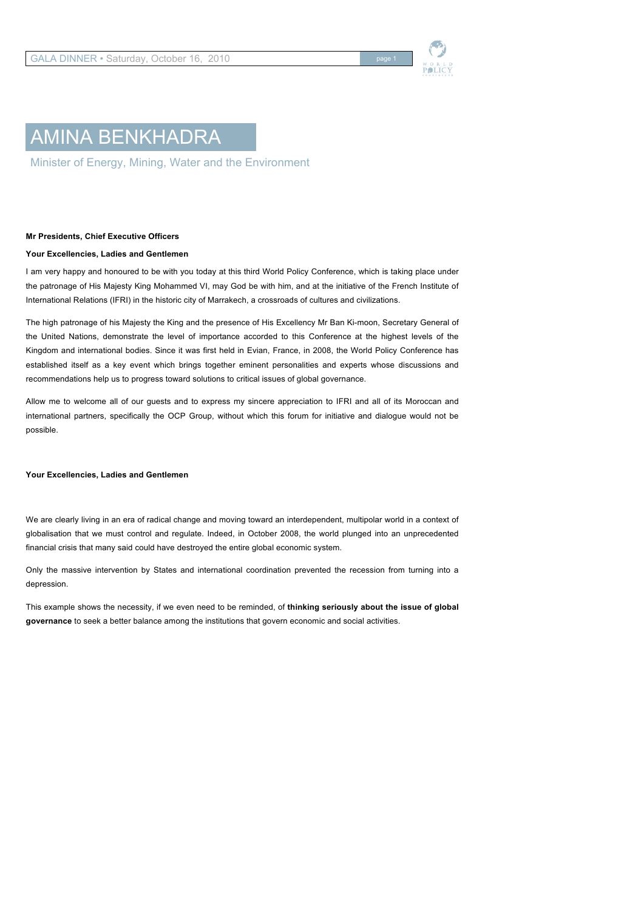# AMINA BENKHADRA

Minister of Energy, Mining, Water and the Environment

**Mr Presidents, Chief Executive Officers**

**Your Excellencies, Ladies and Gentlemen**

I am very happy and honoured to be with you today at this third World Policy Conference, which is taking place under the patronage of His Majesty King Mohammed VI, may God be with him, and at the initiative of the French Institute of International Relations (IFRI) in the historic city of Marrakech, a crossroads of cultures and civilizations.

The high patronage of his Majesty the King and the presence of His Excellency Mr Ban Ki-moon, Secretary General of the United Nations, demonstrate the level of importance accorded to this Conference at the highest levels of the Kingdom and international bodies. Since it was first held in Evian, France, in 2008, the World Policy Conference has established itself as a key event which brings together eminent personalities and experts whose discussions and recommendations help us to progress toward solutions to critical issues of global governance.

Allow me to welcome all of our guests and to express my sincere appreciation to IFRI and all of its Moroccan and international partners, specifically the OCP Group, without which this forum for initiative and dialogue would not be possible.

**Your Excellencies, Ladies and Gentlemen**

We are clearly living in an era of radical change and moving toward an interdependent, multipolar world in a context of globalisation that we must control and regulate. Indeed, in October 2008, the world plunged into an unprecedented financial crisis that many said could have destroyed the entire global economic system.

Only the massive intervention by States and international coordination prevented the recession from turning into a depression.

This example shows the necessity, if we even need to be reminded, of **thinking seriously about the issue of global governance** to seek a better balance among the institutions that govern economic and social activities.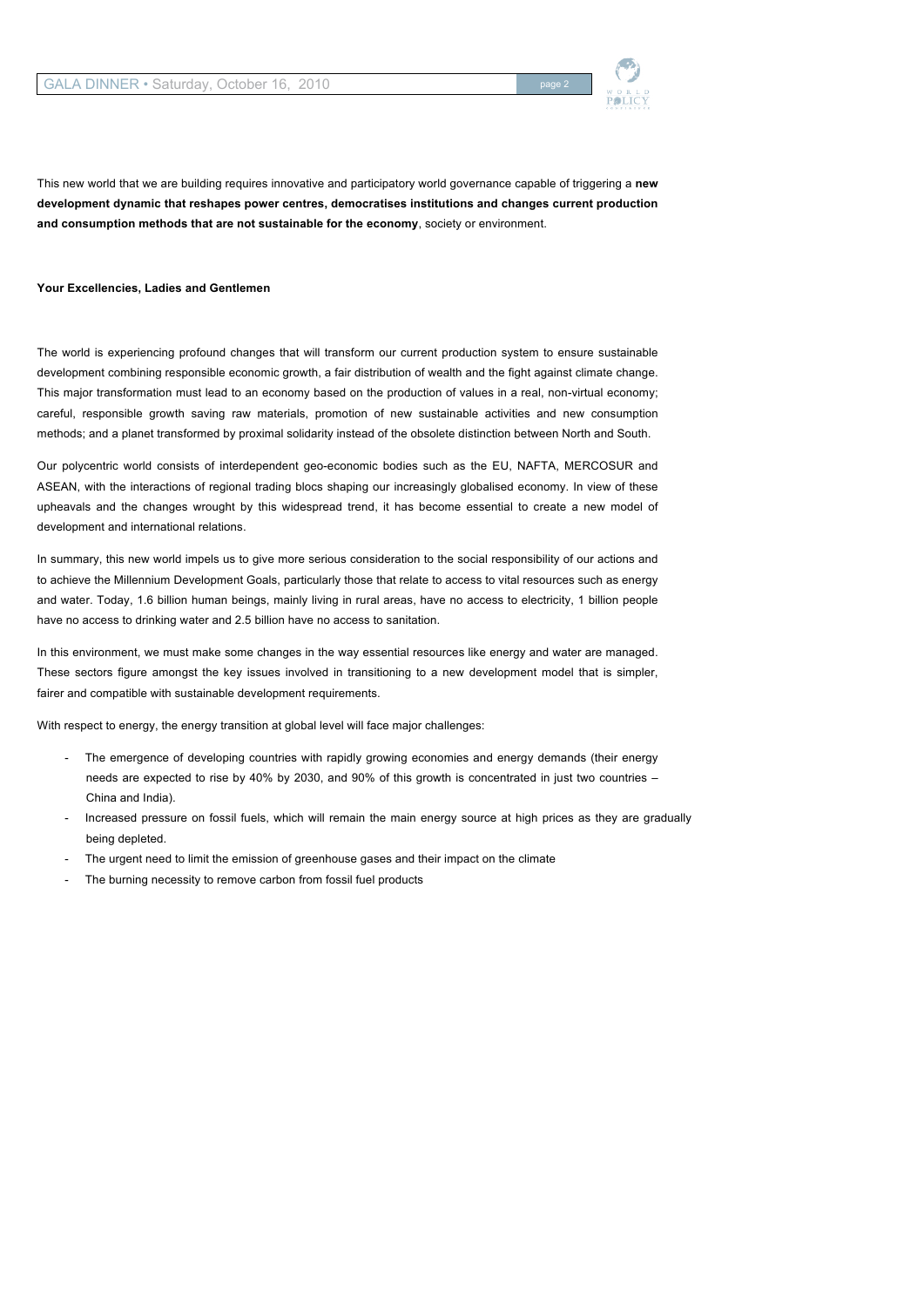This new world that we are building requires innovative and participatory world governance capable of triggering a **new development dynamic that reshapes power centres, democratises institutions and changes current production and consumption methods that are not sustainable for the economy**, society or environment.

**Your Excellencies, Ladies and Gentlemen**

The world is experiencing profound changes that will transform our current production system to ensure sustainable development combining responsible economic growth, a fair distribution of wealth and the fight against climate change. This major transformation must lead to an economy based on the production of values in a real, non-virtual economy; careful, responsible growth saving raw materials, promotion of new sustainable activities and new consumption methods; and a planet transformed by proximal solidarity instead of the obsolete distinction between North and South.

Our polycentric world consists of interdependent geo-economic bodies such as the EU, NAFTA, MERCOSUR and ASEAN, with the interactions of regional trading blocs shaping our increasingly globalised economy. In view of these upheavals and the changes wrought by this widespread trend, it has become essential to create a new model of development and international relations.

In summary, this new world impels us to give more serious consideration to the social responsibility of our actions and to achieve the Millennium Development Goals, particularly those that relate to access to vital resources such as energy and water. Today, 1.6 billion human beings, mainly living in rural areas, have no access to electricity, 1 billion people have no access to drinking water and 2.5 billion have no access to sanitation.

In this environment, we must make some changes in the way essential resources like energy and water are managed. These sectors figure amongst the key issues involved in transitioning to a new development model that is simpler, fairer and compatible with sustainable development requirements.

With respect to energy, the energy transition at global level will face major challenges:

- The emergence of developing countries with rapidly growing economies and energy demands (their energy needs are expected to rise by 40% by 2030, and 90% of this growth is concentrated in just two countries – China and India).
- Increased pressure on fossil fuels, which will remain the main energy source at high prices as they are gradually being depleted.
- The urgent need to limit the emission of greenhouse gases and their impact on the climate
- The burning necessity to remove carbon from fossil fuel products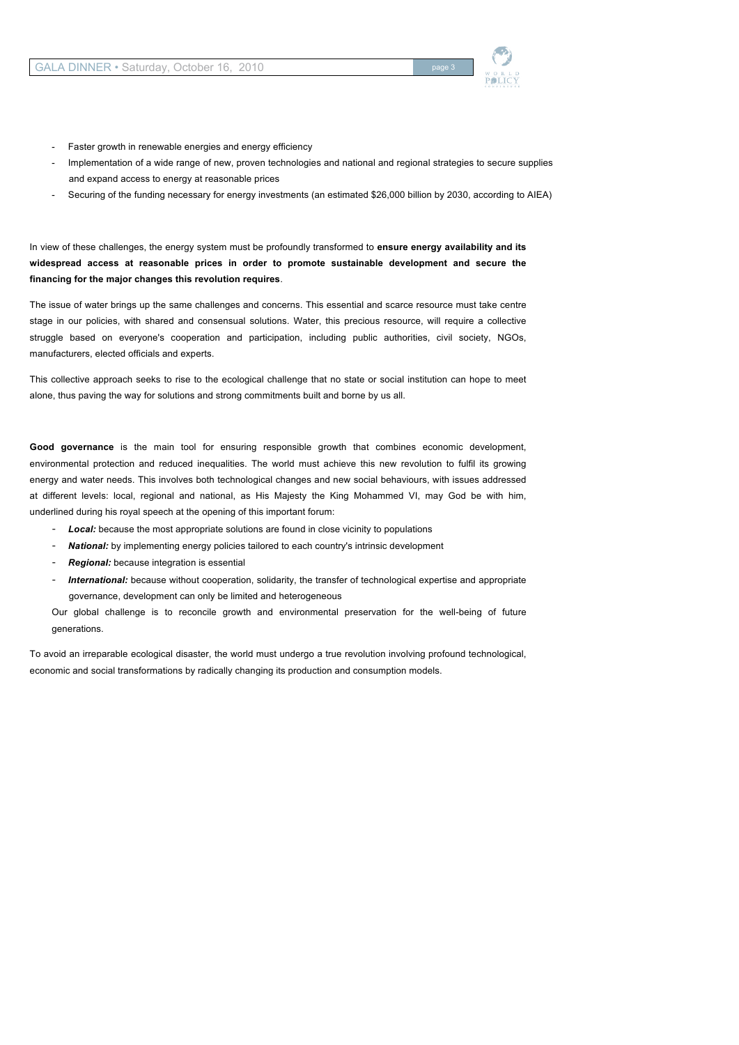- Faster growth in renewable energies and energy efficiency
- Implementation of a wide range of new, proven technologies and national and regional strategies to secure supplies and expand access to energy at reasonable prices
- Securing of the funding necessary for energy investments (an estimated $26,000 billion by 2030, according to AIEA)

In view of these challenges, the energy system must be profoundly transformed to **ensure energy availability and its widespread access at reasonable prices in order to promote sustainable development and secure the financing for the major changes this revolution requires**.

The issue of water brings up the same challenges and concerns. This essential and scarce resource must take centre stage in our policies, with shared and consensual solutions. Water, this precious resource, will require a collective struggle based on everyone's cooperation and participation, including public authorities, civil society, NGOs, manufacturers, elected officials and experts.

This collective approach seeks to rise to the ecological challenge that no state or social institution can hope to meet alone, thus paving the way for solutions and strong commitments built and borne by us all.

**Good governance** is the main tool for ensuring responsible growth that combines economic development, environmental protection and reduced inequalities. The world must achieve this new revolution to fulfil its growing energy and water needs. This involves both technological changes and new social behaviours, with issues addressed at different levels: local, regional and national, as His Majesty the King Mohammed VI, may God be with him, underlined during his royal speech at the opening of this important forum:

- ***Local:*** because the most appropriate solutions are found in close vicinity to populations
- ***National:*** by implementing energy policies tailored to each country's intrinsic development
- ***Regional:*** because integration is essential
- ***International:*** because without cooperation, solidarity, the transfer of technological expertise and appropriate governance, development can only be limited and heterogeneous

Our global challenge is to reconcile growth and environmental preservation for the well-being of future generations.

To avoid an irreparable ecological disaster, the world must undergo a true revolution involving profound technological, economic and social transformations by radically changing its production and consumption models.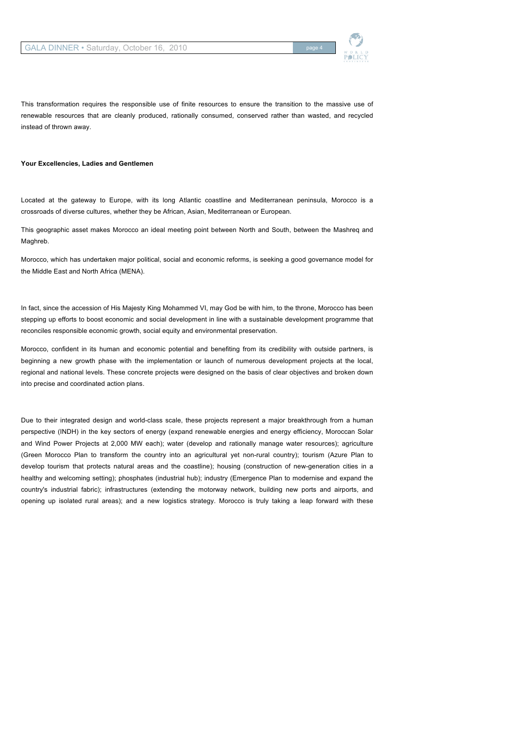This transformation requires the responsible use of finite resources to ensure the transition to the massive use of renewable resources that are cleanly produced, rationally consumed, conserved rather than wasted, and recycled instead of thrown away.

**Your Excellencies, Ladies and Gentlemen**

Located at the gateway to Europe, with its long Atlantic coastline and Mediterranean peninsula, Morocco is a crossroads of diverse cultures, whether they be African, Asian, Mediterranean or European.

This geographic asset makes Morocco an ideal meeting point between North and South, between the Mashreq and Maghreb.

Morocco, which has undertaken major political, social and economic reforms, is seeking a good governance model for the Middle East and North Africa (MENA).

In fact, since the accession of His Majesty King Mohammed VI, may God be with him, to the throne, Morocco has been stepping up efforts to boost economic and social development in line with a sustainable development programme that reconciles responsible economic growth, social equity and environmental preservation.

Morocco, confident in its human and economic potential and benefiting from its credibility with outside partners, is beginning a new growth phase with the implementation or launch of numerous development projects at the local, regional and national levels. These concrete projects were designed on the basis of clear objectives and broken down into precise and coordinated action plans.

Due to their integrated design and world-class scale, these projects represent a major breakthrough from a human perspective (INDH) in the key sectors of energy (expand renewable energies and energy efficiency, Moroccan Solar and Wind Power Projects at 2,000 MW each); water (develop and rationally manage water resources); agriculture (Green Morocco Plan to transform the country into an agricultural yet non-rural country); tourism (Azure Plan to develop tourism that protects natural areas and the coastline); housing (construction of new-generation cities in a healthy and welcoming setting); phosphates (industrial hub); industry (Emergence Plan to modernise and expand the country's industrial fabric); infrastructures (extending the motorway network, building new ports and airports, and opening up isolated rural areas); and a new logistics strategy. Morocco is truly taking a leap forward with these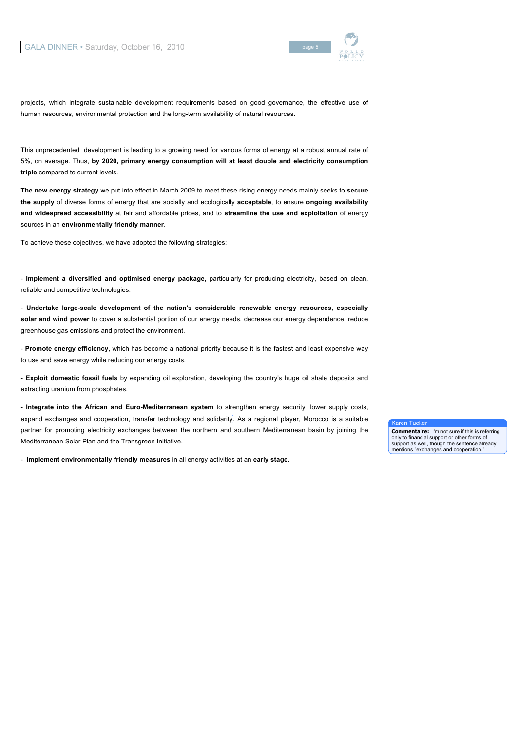projects, which integrate sustainable development requirements based on good governance, the effective use of human resources, environmental protection and the long-term availability of natural resources.

This unprecedented development is leading to a growing need for various forms of energy at a robust annual rate of 5%, on average. Thus, **by 2020, primary energy consumption will at least double and electricity consumption triple** compared to current levels.

**The new energy strategy** we put into effect in March 2009 to meet these rising energy needs mainly seeks to **secure the supply** of diverse forms of energy that are socially and ecologically **acceptable**, to ensure **ongoing availability and widespread accessibility** at fair and affordable prices, and to **streamline the use and exploitation** of energy sources in an **environmentally friendly manner**.

To achieve these objectives, we have adopted the following strategies:

- **Implement a diversified and optimised energy package,** particularly for producing electricity, based on clean, reliable and competitive technologies.

- **Undertake large-scale development of the nation's considerable renewable energy resources, especially solar and wind power** to cover a substantial portion of our energy needs, decrease our energy dependence, reduce greenhouse gas emissions and protect the environment.

- **Promote energy efficiency,** which has become a national priority because it is the fastest and least expensive way to use and save energy while reducing our energy costs.

- **Exploit domestic fossil fuels** by expanding oil exploration, developing the country's huge oil shale deposits and extracting uranium from phosphates.

- **Integrate into the African and Euro-Mediterranean system** to strengthen energy security, lower supply costs, expand exchanges and cooperation, transfer technology and solidarity. As a regional player, Morocco is a suitable partner for promoting electricity exchanges between the northern and southern Mediterranean basin by joining the Mediterranean Solar Plan and the Transgreen Initiative.

- **Implement environmentally friendly measures** in all energy activities at an **early stage**.

Karen Tucker
**Commentaire:** I'm not sure if this is referring only to financial support or other forms of support as well, though the sentence already mentions "exchanges and cooperation."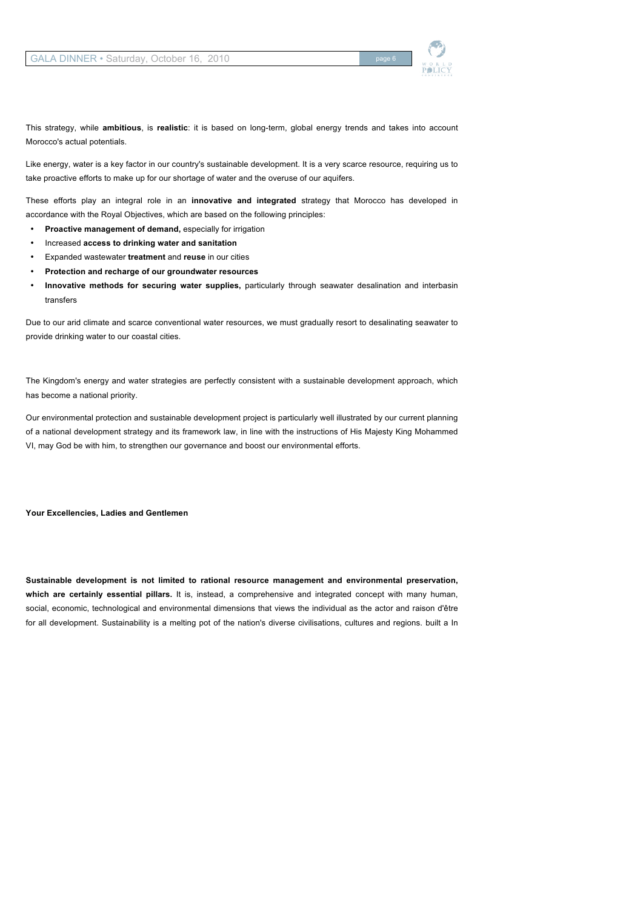This strategy, while **ambitious**, is **realistic**: it is based on long-term, global energy trends and takes into account Morocco's actual potentials.

Like energy, water is a key factor in our country's sustainable development. It is a very scarce resource, requiring us to take proactive efforts to make up for our shortage of water and the overuse of our aquifers.

These efforts play an integral role in an **innovative and integrated** strategy that Morocco has developed in accordance with the Royal Objectives, which are based on the following principles:

- **Proactive management of demand,** especially for irrigation
- Increased **access to drinking water and sanitation**
- Expanded wastewater **treatment** and **reuse** in our cities
- **Protection and recharge of our groundwater resources**
- **Innovative methods for securing water supplies,** particularly through seawater desalination and interbasin transfers

Due to our arid climate and scarce conventional water resources, we must gradually resort to desalinating seawater to provide drinking water to our coastal cities.

The Kingdom's energy and water strategies are perfectly consistent with a sustainable development approach, which has become a national priority.

Our environmental protection and sustainable development project is particularly well illustrated by our current planning of a national development strategy and its framework law, in line with the instructions of His Majesty King Mohammed VI, may God be with him, to strengthen our governance and boost our environmental efforts.

**Your Excellencies, Ladies and Gentlemen**

**Sustainable development is not limited to rational resource management and environmental preservation, which are certainly essential pillars.** It is, instead, a comprehensive and integrated concept with many human, social, economic, technological and environmental dimensions that views the individual as the actor and raison d'être for all development. Sustainability is a melting pot of the nation's diverse civilisations, cultures and regions. built a In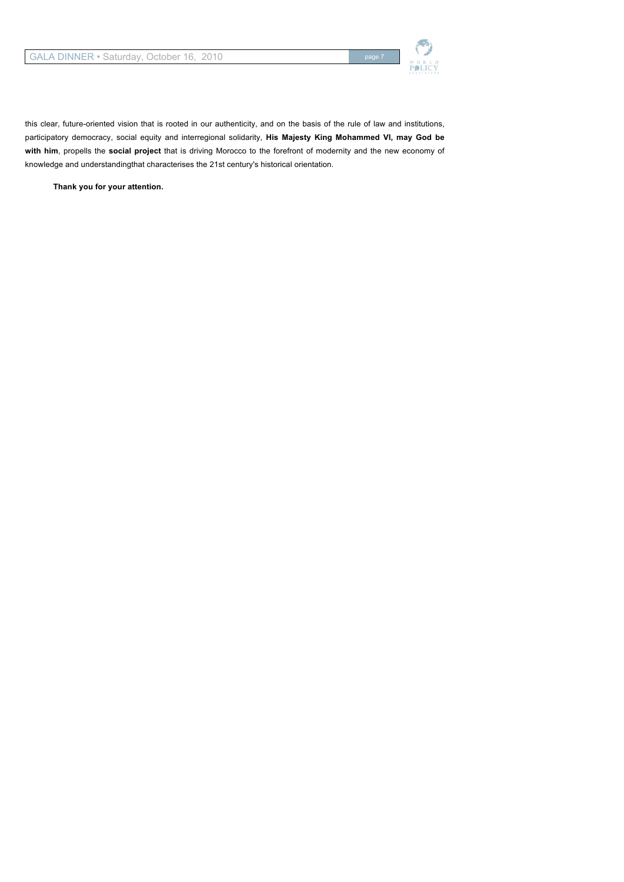this clear, future-oriented vision that is rooted in our authenticity, and on the basis of the rule of law and institutions, participatory democracy, social equity and interregional solidarity, **His Majesty King Mohammed VI, may God be with him**, propells the **social project** that is driving Morocco to the forefront of modernity and the new economy of knowledge and understandingthat characterises the 21st century's historical orientation.

**Thank you for your attention.**